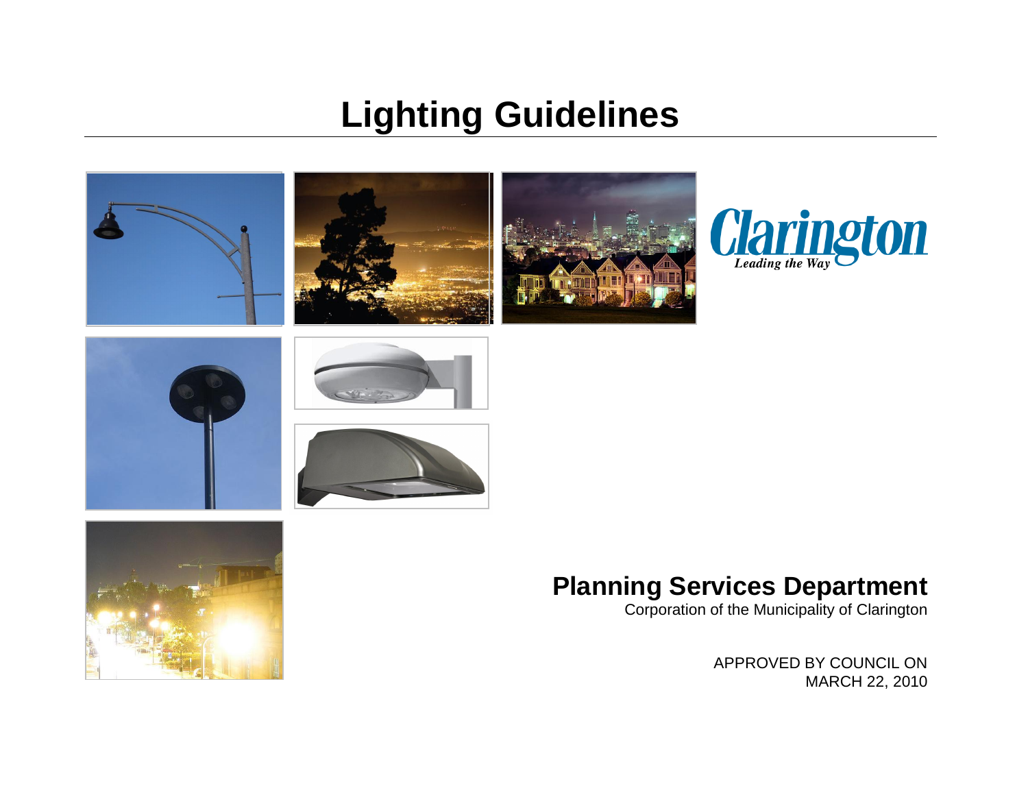# Lighting Guidelines

Clarington

*Leading the Way*

## Planning Services Department

Corporation of the Municipality of Clarington

APPROVED BY COUNCIL ON
MARCH 22, 2010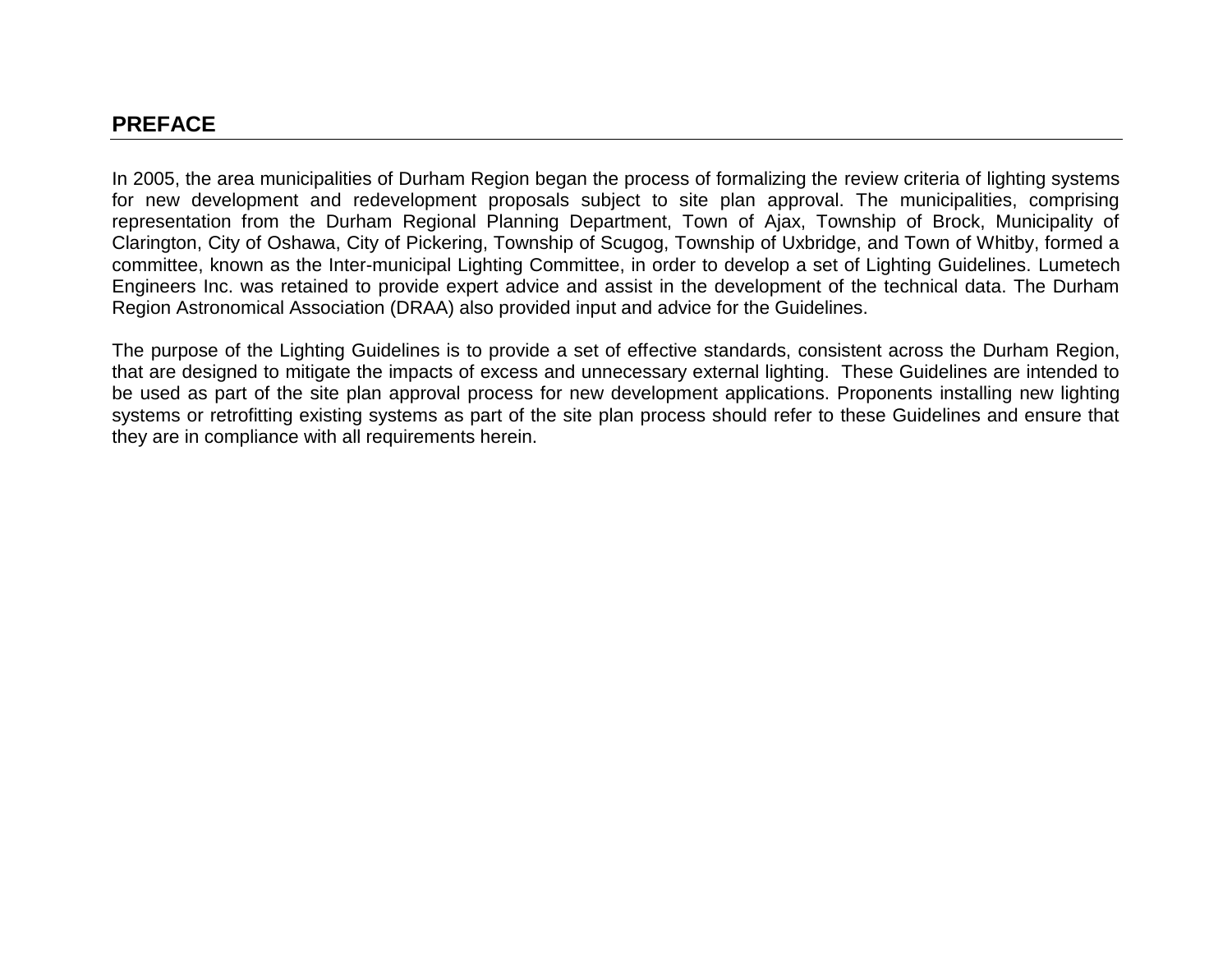## PREFACE

In 2005, the area municipalities of Durham Region began the process of formalizing the review criteria of lighting systems for new development and redevelopment proposals subject to site plan approval. The municipalities, comprising representation from the Durham Regional Planning Department, Town of Ajax, Township of Brock, Municipality of Clarington, City of Oshawa, City of Pickering, Township of Scugog, Township of Uxbridge, and Town of Whitby, formed a committee, known as the Inter-municipal Lighting Committee, in order to develop a set of Lighting Guidelines. Lumetech Engineers Inc. was retained to provide expert advice and assist in the development of the technical data. The Durham Region Astronomical Association (DRAA) also provided input and advice for the Guidelines.

The purpose of the Lighting Guidelines is to provide a set of effective standards, consistent across the Durham Region, that are designed to mitigate the impacts of excess and unnecessary external lighting. These Guidelines are intended to be used as part of the site plan approval process for new development applications. Proponents installing new lighting systems or retrofitting existing systems as part of the site plan process should refer to these Guidelines and ensure that they are in compliance with all requirements herein.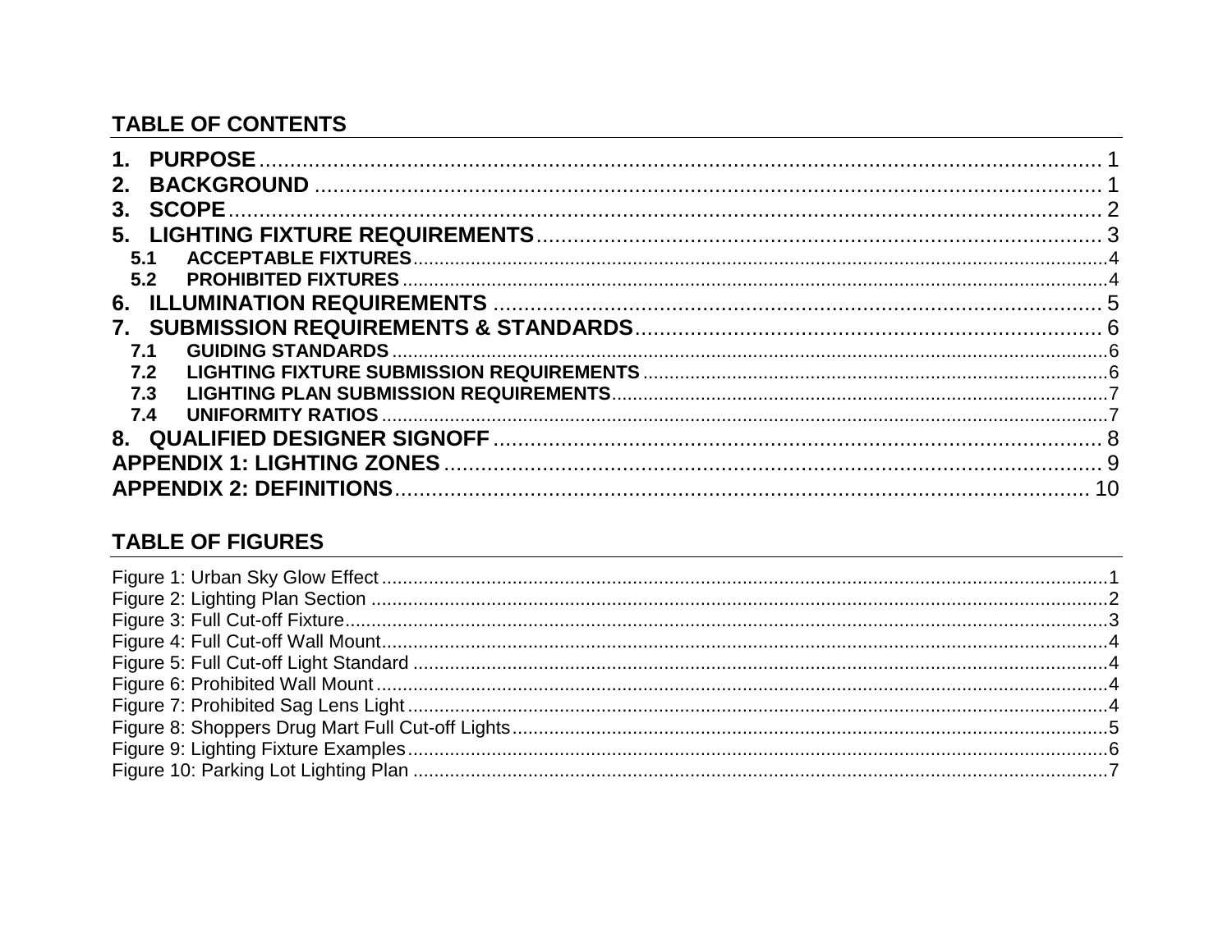## TABLE OF CONTENTS

1. PURPOSE ........ 1
2. BACKGROUND ........ 1
3. SCOPE ........ 2
5. LIGHTING FIXTURE REQUIREMENTS ........ 3
   - 5.1 ACCEPTABLE FIXTURES ........ 4
   - 5.2 PROHIBITED FIXTURES ........ 4
6. ILLUMINATION REQUIREMENTS ........ 5
7. SUBMISSION REQUIREMENTS & STANDARDS ........ 6
   - 7.1 GUIDING STANDARDS ........ 6
   - 7.2 LIGHTING FIXTURE SUBMISSION REQUIREMENTS ........ 6
   - 7.3 LIGHTING PLAN SUBMISSION REQUIREMENTS ........ 7
   - 7.4 UNIFORMITY RATIOS ........ 7
8. QUALIFIED DESIGNER SIGNOFF ........ 8

APPENDIX 1: LIGHTING ZONES ........ 9

APPENDIX 2: DEFINITIONS ........ 10

## TABLE OF FIGURES

Figure 1: Urban Sky Glow Effect ........ 1
Figure 2: Lighting Plan Section ........ 2
Figure 3: Full Cut-off Fixture ........ 3
Figure 4: Full Cut-off Wall Mount ........ 4
Figure 5: Full Cut-off Light Standard ........ 4
Figure 6: Prohibited Wall Mount ........ 4
Figure 7: Prohibited Sag Lens Light ........ 4
Figure 8: Shoppers Drug Mart Full Cut-off Lights ........ 5
Figure 9: Lighting Fixture Examples ........ 6
Figure 10: Parking Lot Lighting Plan ........ 7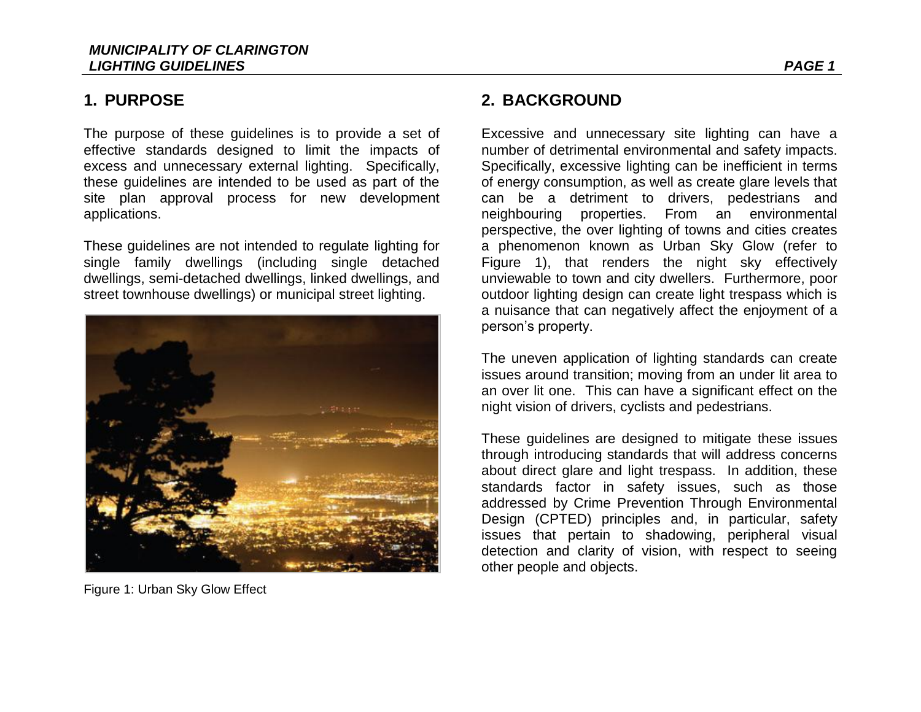## 1. PURPOSE

The purpose of these guidelines is to provide a set of effective standards designed to limit the impacts of excess and unnecessary external lighting. Specifically, these guidelines are intended to be used as part of the site plan approval process for new development applications.

These guidelines are not intended to regulate lighting for single family dwellings (including single detached dwellings, semi-detached dwellings, linked dwellings, and street townhouse dwellings) or municipal street lighting.

Figure 1: Urban Sky Glow Effect

## 2. BACKGROUND

Excessive and unnecessary site lighting can have a number of detrimental environmental and safety impacts. Specifically, excessive lighting can be inefficient in terms of energy consumption, as well as create glare levels that can be a detriment to drivers, pedestrians and neighbouring properties. From an environmental perspective, the over lighting of towns and cities creates a phenomenon known as Urban Sky Glow (refer to Figure 1), that renders the night sky effectively unviewable to town and city dwellers. Furthermore, poor outdoor lighting design can create light trespass which is a nuisance that can negatively affect the enjoyment of a person's property.

The uneven application of lighting standards can create issues around transition; moving from an under lit area to an over lit one. This can have a significant effect on the night vision of drivers, cyclists and pedestrians.

These guidelines are designed to mitigate these issues through introducing standards that will address concerns about direct glare and light trespass. In addition, these standards factor in safety issues, such as those addressed by Crime Prevention Through Environmental Design (CPTED) principles and, in particular, safety issues that pertain to shadowing, peripheral visual detection and clarity of vision, with respect to seeing other people and objects.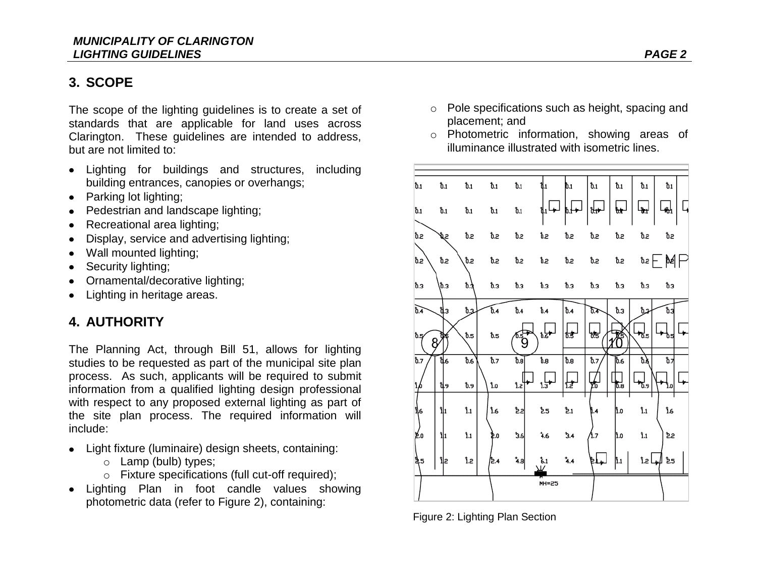## 3. SCOPE

The scope of the lighting guidelines is to create a set of standards that are applicable for land uses across Clarington. These guidelines are intended to address, but are not limited to:

- Lighting for buildings and structures, including building entrances, canopies or overhangs;
- Parking lot lighting;
- Pedestrian and landscape lighting;
- Recreational area lighting;
- Display, service and advertising lighting;
- Wall mounted lighting;
- Security lighting;
- Ornamental/decorative lighting;
- Lighting in heritage areas.

## 4. AUTHORITY

The Planning Act, through Bill 51, allows for lighting studies to be requested as part of the municipal site plan process. As such, applicants will be required to submit information from a qualified lighting design professional with respect to any proposed external lighting as part of the site plan process. The required information will include:

- Light fixture (luminaire) design sheets, containing:
  - Lamp (bulb) types;
  - Fixture specifications (full cut-off required);
- Lighting Plan in foot candle values showing photometric data (refer to Figure 2), containing:
  - Pole specifications such as height, spacing and placement; and
  - Photometric information, showing areas of illuminance illustrated with isometric lines.

Figure 2: Lighting Plan Section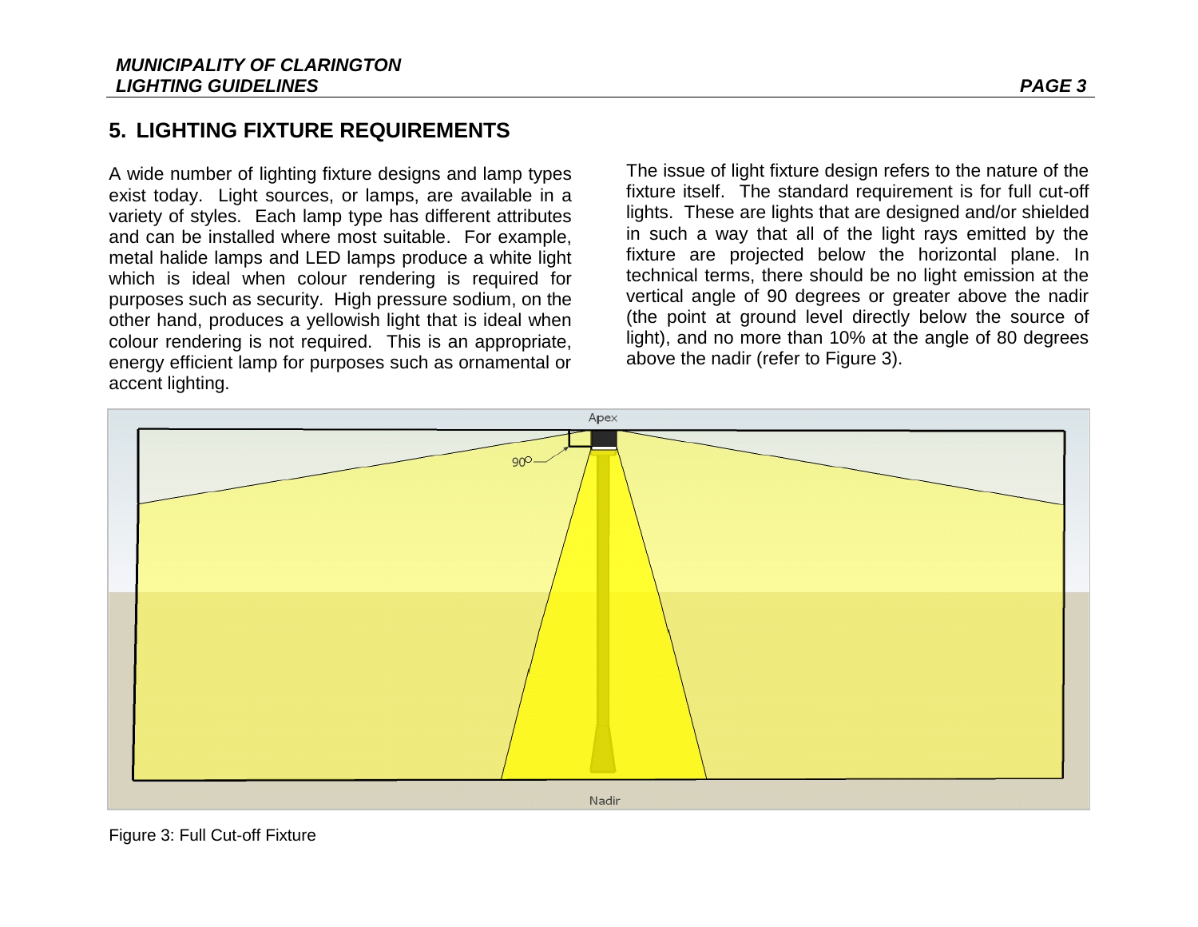## 5. LIGHTING FIXTURE REQUIREMENTS

A wide number of lighting fixture designs and lamp types exist today. Light sources, or lamps, are available in a variety of styles. Each lamp type has different attributes and can be installed where most suitable. For example, metal halide lamps and LED lamps produce a white light which is ideal when colour rendering is required for purposes such as security. High pressure sodium, on the other hand, produces a yellowish light that is ideal when colour rendering is not required. This is an appropriate, energy efficient lamp for purposes such as ornamental or accent lighting.

The issue of light fixture design refers to the nature of the fixture itself. The standard requirement is for full cut-off lights. These are lights that are designed and/or shielded in such a way that all of the light rays emitted by the fixture are projected below the horizontal plane. In technical terms, there should be no light emission at the vertical angle of 90 degrees or greater above the nadir (the point at ground level directly below the source of light), and no more than 10% at the angle of 80 degrees above the nadir (refer to Figure 3).

Figure 3: Full Cut-off Fixture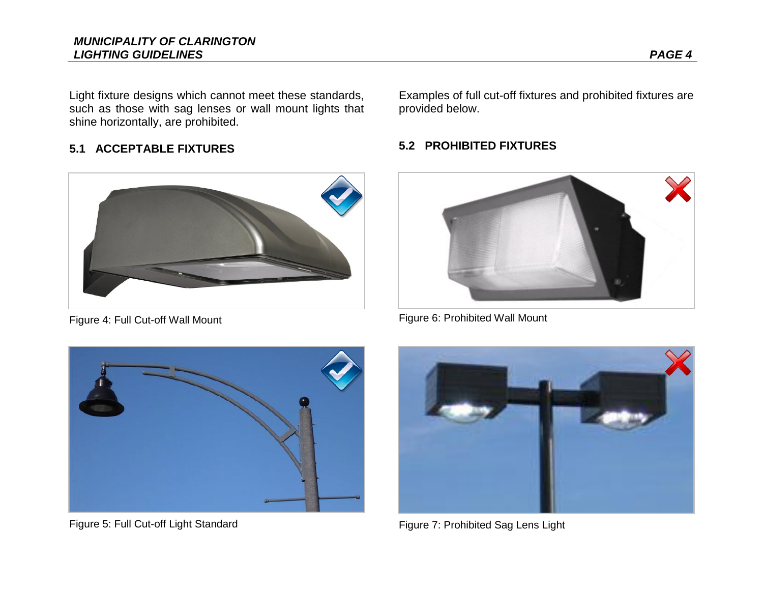Light fixture designs which cannot meet these standards, such as those with sag lenses or wall mount lights that shine horizontally, are prohibited.

## 5.1 ACCEPTABLE FIXTURES

Figure 4: Full Cut-off Wall Mount

Figure 5: Full Cut-off Light Standard

Examples of full cut-off fixtures and prohibited fixtures are provided below.

## 5.2 PROHIBITED FIXTURES

Figure 6: Prohibited Wall Mount

Figure 7: Prohibited Sag Lens Light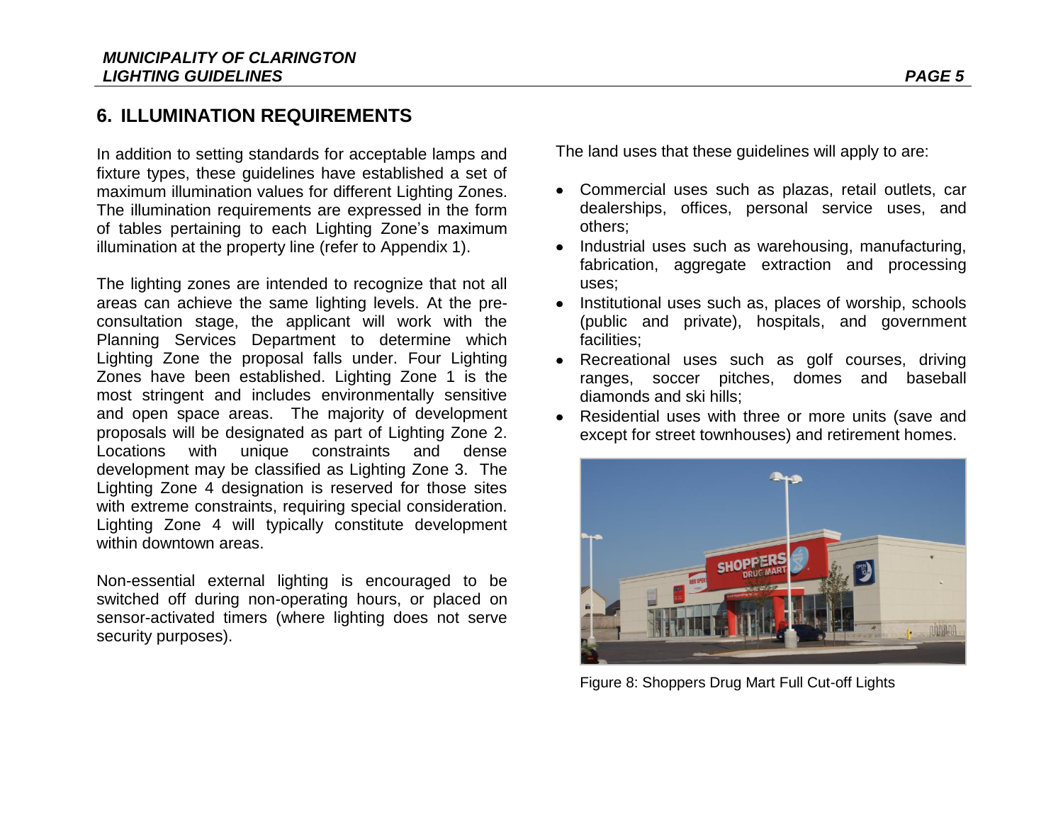## 6. ILLUMINATION REQUIREMENTS

In addition to setting standards for acceptable lamps and fixture types, these guidelines have established a set of maximum illumination values for different Lighting Zones. The illumination requirements are expressed in the form of tables pertaining to each Lighting Zone's maximum illumination at the property line (refer to Appendix 1).

The lighting zones are intended to recognize that not all areas can achieve the same lighting levels. At the pre-consultation stage, the applicant will work with the Planning Services Department to determine which Lighting Zone the proposal falls under. Four Lighting Zones have been established. Lighting Zone 1 is the most stringent and includes environmentally sensitive and open space areas. The majority of development proposals will be designated as part of Lighting Zone 2. Locations with unique constraints and dense development may be classified as Lighting Zone 3. The Lighting Zone 4 designation is reserved for those sites with extreme constraints, requiring special consideration. Lighting Zone 4 will typically constitute development within downtown areas.

Non-essential external lighting is encouraged to be switched off during non-operating hours, or placed on sensor-activated timers (where lighting does not serve security purposes).

The land uses that these guidelines will apply to are:

- Commercial uses such as plazas, retail outlets, car dealerships, offices, personal service uses, and others;
- Industrial uses such as warehousing, manufacturing, fabrication, aggregate extraction and processing uses;
- Institutional uses such as, places of worship, schools (public and private), hospitals, and government facilities;
- Recreational uses such as golf courses, driving ranges, soccer pitches, domes and baseball diamonds and ski hills;
- Residential uses with three or more units (save and except for street townhouses) and retirement homes.

Figure 8: Shoppers Drug Mart Full Cut-off Lights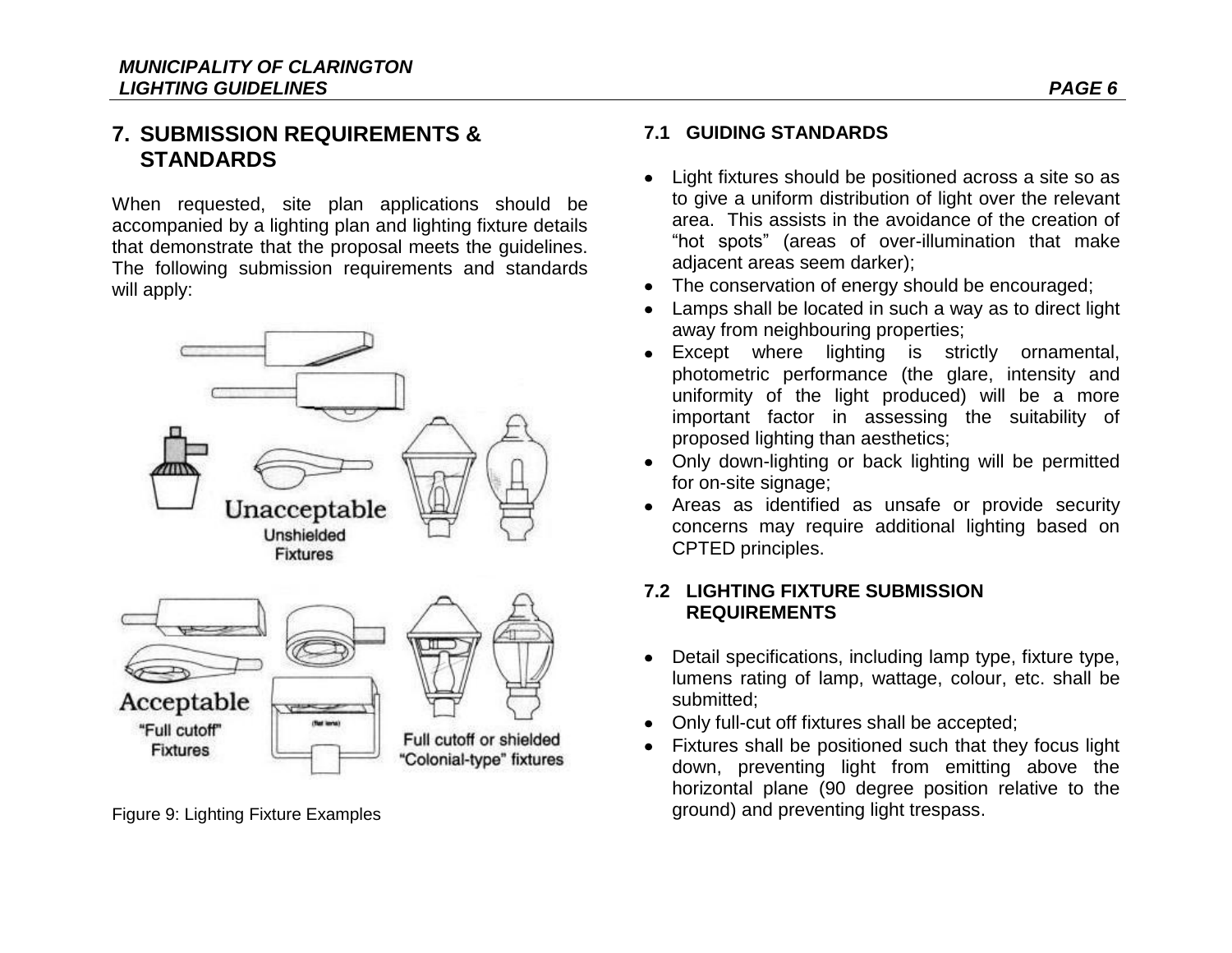## 7. SUBMISSION REQUIREMENTS & STANDARDS

When requested, site plan applications should be accompanied by a lighting plan and lighting fixture details that demonstrate that the proposal meets the guidelines. The following submission requirements and standards will apply:

Figure 9: Lighting Fixture Examples

### 7.1 GUIDING STANDARDS

- Light fixtures should be positioned across a site so as to give a uniform distribution of light over the relevant area. This assists in the avoidance of the creation of "hot spots" (areas of over-illumination that make adjacent areas seem darker);
- The conservation of energy should be encouraged;
- Lamps shall be located in such a way as to direct light away from neighbouring properties;
- Except where lighting is strictly ornamental, photometric performance (the glare, intensity and uniformity of the light produced) will be a more important factor in assessing the suitability of proposed lighting than aesthetics;
- Only down-lighting or back lighting will be permitted for on-site signage;
- Areas as identified as unsafe or provide security concerns may require additional lighting based on CPTED principles.

### 7.2 LIGHTING FIXTURE SUBMISSION REQUIREMENTS

- Detail specifications, including lamp type, fixture type, lumens rating of lamp, wattage, colour, etc. shall be submitted;
- Only full-cut off fixtures shall be accepted;
- Fixtures shall be positioned such that they focus light down, preventing light from emitting above the horizontal plane (90 degree position relative to the ground) and preventing light trespass.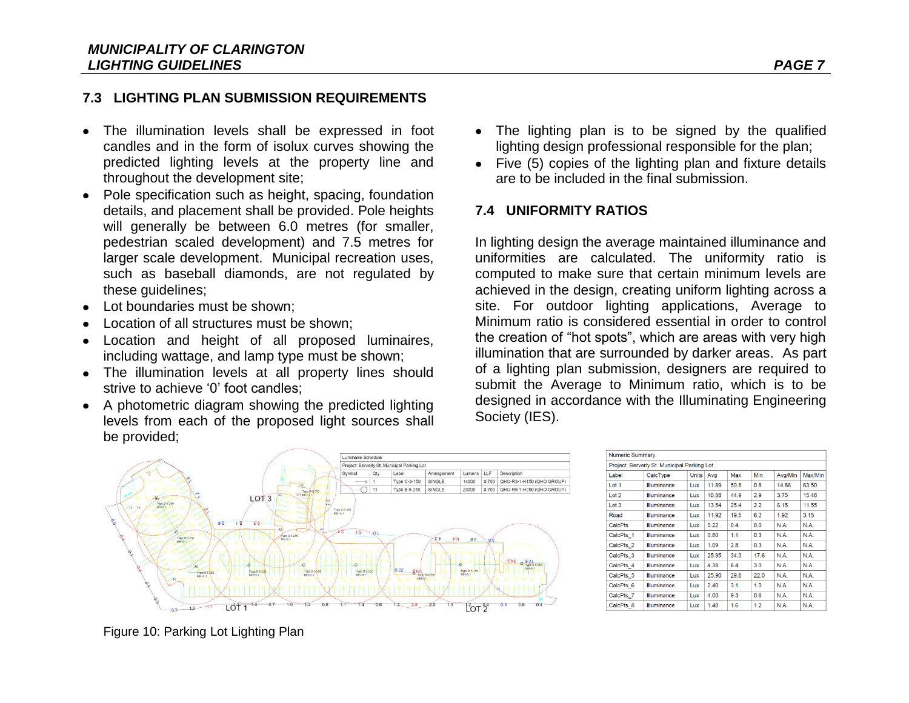## 7.3 LIGHTING PLAN SUBMISSION REQUIREMENTS

- The illumination levels shall be expressed in foot candles and in the form of isolux curves showing the predicted lighting levels at the property line and throughout the development site;
- Pole specification such as height, spacing, foundation details, and placement shall be provided. Pole heights will generally be between 6.0 metres (for smaller, pedestrian scaled development) and 7.5 metres for larger scale development. Municipal recreation uses, such as baseball diamonds, are not regulated by these guidelines;
- Lot boundaries must be shown;
- Location of all structures must be shown;
- Location and height of all proposed luminaires, including wattage, and lamp type must be shown;
- The illumination levels at all property lines should strive to achieve '0' foot candles;
- A photometric diagram showing the predicted lighting levels from each of the proposed light sources shall be provided;
- The lighting plan is to be signed by the qualified lighting design professional responsible for the plan;
- Five (5) copies of the lighting plan and fixture details are to be included in the final submission.

## 7.4 UNIFORMITY RATIOS

In lighting design the average maintained illuminance and uniformities are calculated. The uniformity ratio is computed to make sure that certain minimum levels are achieved in the design, creating uniform lighting across a site. For outdoor lighting applications, Average to Minimum ratio is considered essential in order to control the creation of "hot spots", which are areas with very high illumination that are surrounded by darker areas. As part of a lighting plan submission, designers are required to submit the Average to Minimum ratio, which is to be designed in accordance with the Illuminating Engineering Society (IES).

Luminaire Schedule

Project: Berverly St. Municipal Parking Lot

| Symbol | Qty | Label | Arrangement | Lumens | LLF | Description |
|---|---|---|---|---|---|---|
| | 1 | Type C-3-150 | SINGLE | 14000 | 0.700 | QHO-R3-1-H150 (QHO GROUP) |
| | 11 | Type B-5-250 | SINGLE | 23000 | 0.700 | QHO-R5-1-H250 (QHO GROUP) |

Numeric Summary

Project: Berverly St. Municipal Parking Lot

| Label | CalcType | Units | Avg | Max | Min | Avg/Min | Max/Min |
|---|---|---|---|---|---|---|---|
| Lot 1 | Illuminance | Lux | 11.89 | 50.8 | 0.8 | 14.86 | 63.50 |
| Lot 2 | Illuminance | Lux | 10.88 | 44.9 | 2.9 | 3.75 | 15.48 |
| Lot 3 | Illuminance | Lux | 13.54 | 25.4 | 2.2 | 6.15 | 11.55 |
| Road | Illuminance | Lux | 11.92 | 19.5 | 6.2 | 1.92 | 3.15 |
| CalcPts | Illuminance | Lux | 0.22 | 0.4 | 0.0 | N.A. | N.A. |
| CalcPts_1 | Illuminance | Lux | 0.80 | 1.1 | 0.3 | N.A. | N.A. |
| CalcPts_2 | Illuminance | Lux | 1.09 | 2.8 | 0.3 | N.A. | N.A. |
| CalcPts_3 | Illuminance | Lux | 25.95 | 34.3 | 17.6 | N.A. | N.A. |
| CalcPts_4 | Illuminance | Lux | 4.38 | 6.4 | 3.0 | N.A. | N.A. |
| CalcPts_5 | Illuminance | Lux | 25.90 | 29.8 | 22.0 | N.A. | N.A. |
| CalcPts_6 | Illuminance | Lux | 2.40 | 3.1 | 1.0 | N.A. | N.A. |
| CalcPts_7 | Illuminance | Lux | 4.00 | 9.3 | 0.6 | N.A. | N.A. |
| CalcPts_8 | Illuminance | Lux | 1.40 | 1.6 | 1.2 | N.A. | N.A. |

Figure 10: Parking Lot Lighting Plan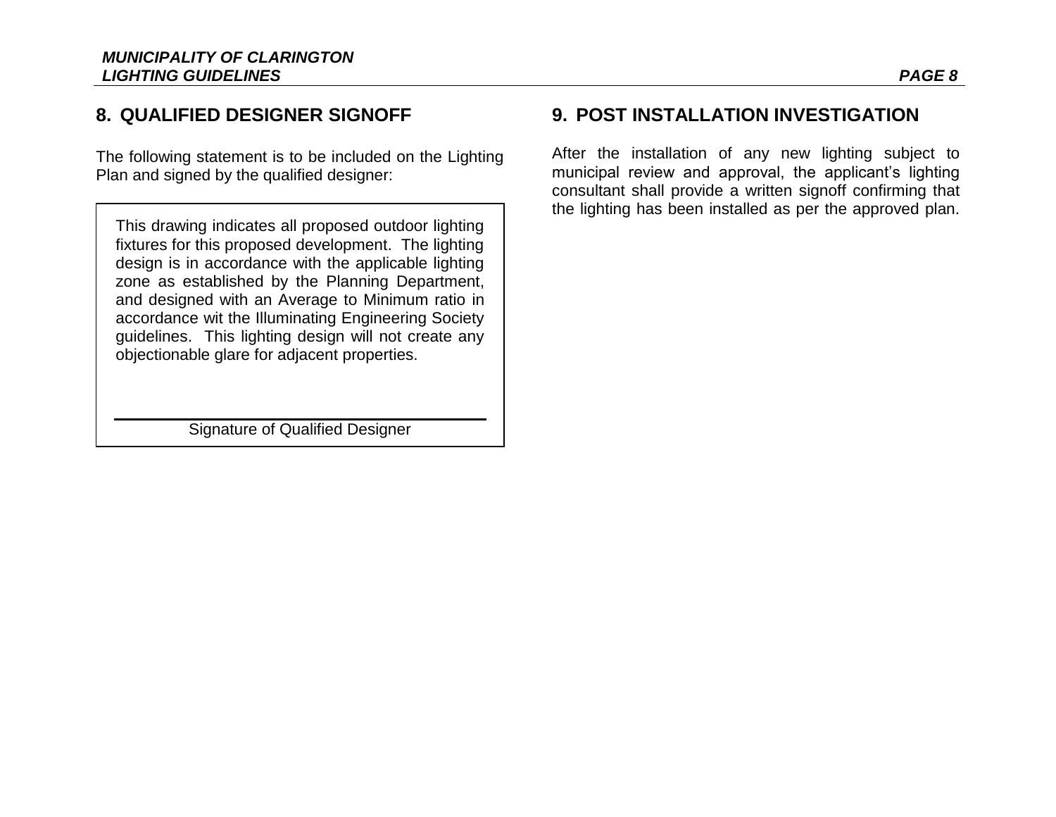## 8. QUALIFIED DESIGNER SIGNOFF

The following statement is to be included on the Lighting Plan and signed by the qualified designer:

> This drawing indicates all proposed outdoor lighting fixtures for this proposed development. The lighting design is in accordance with the applicable lighting zone as established by the Planning Department, and designed with an Average to Minimum ratio in accordance wit the Illuminating Engineering Society guidelines. This lighting design will not create any objectionable glare for adjacent properties.
>
> ______________________________
>
> Signature of Qualified Designer

## 9. POST INSTALLATION INVESTIGATION

After the installation of any new lighting subject to municipal review and approval, the applicant's lighting consultant shall provide a written signoff confirming that the lighting has been installed as per the approved plan.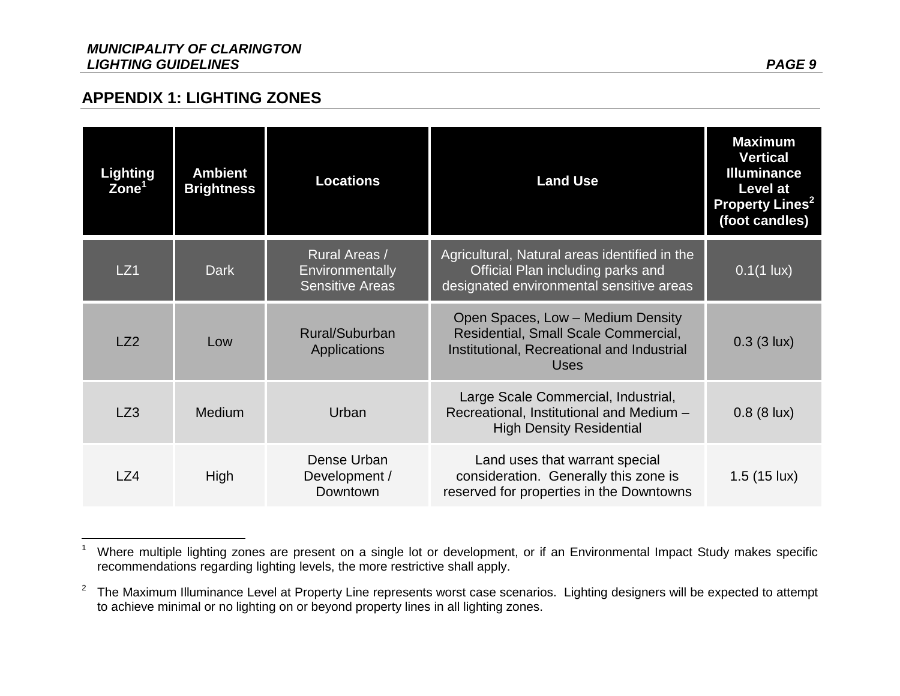## APPENDIX 1: LIGHTING ZONES

| Lighting Zone[1] | Ambient Brightness | Locations | Land Use | Maximum Vertical Illuminance Level at Property Lines[2] (foot candles) |
|---|---|---|---|---|
| LZ1 | Dark | Rural Areas / Environmentally Sensitive Areas | Agricultural, Natural areas identified in the Official Plan including parks and designated environmental sensitive areas | 0.1(1 lux) |
| LZ2 | Low | Rural/Suburban Applications | Open Spaces, Low – Medium Density Residential, Small Scale Commercial, Institutional, Recreational and Industrial Uses | 0.3 (3 lux) |
| LZ3 | Medium | Urban | Large Scale Commercial, Industrial, Recreational, Institutional and Medium – High Density Residential | 0.8 (8 lux) |
| LZ4 | High | Dense Urban Development / Downtown | Land uses that warrant special consideration. Generally this zone is reserved for properties in the Downtowns | 1.5 (15 lux) |

[1] Where multiple lighting zones are present on a single lot or development, or if an Environmental Impact Study makes specific recommendations regarding lighting levels, the more restrictive shall apply.

[2] The Maximum Illuminance Level at Property Line represents worst case scenarios. Lighting designers will be expected to attempt to achieve minimal or no lighting on or beyond property lines in all lighting zones.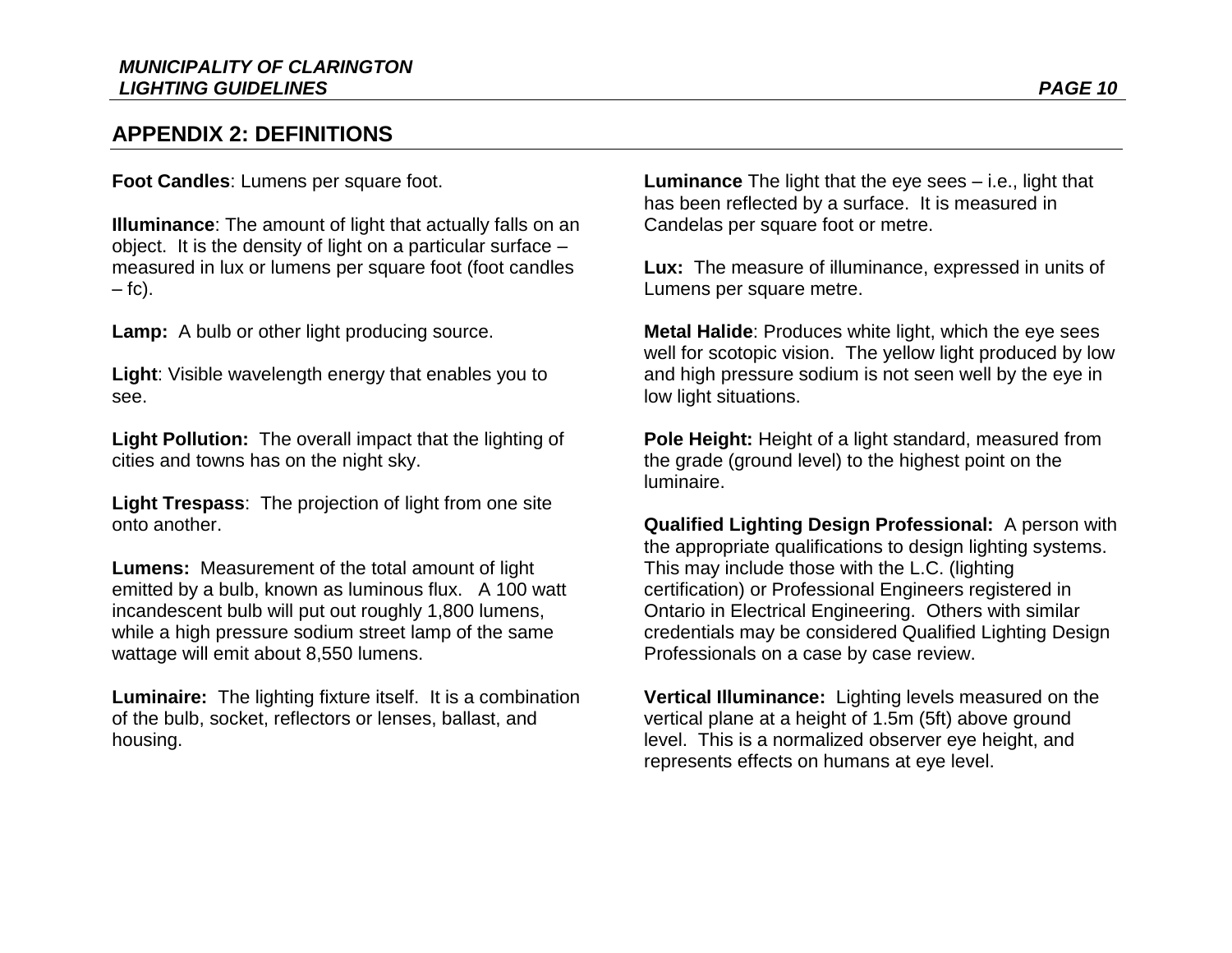## APPENDIX 2: DEFINITIONS

**Foot Candles**: Lumens per square foot.

**Illuminance**: The amount of light that actually falls on an object. It is the density of light on a particular surface – measured in lux or lumens per square foot (foot candles – fc).

**Lamp:** A bulb or other light producing source.

**Light**: Visible wavelength energy that enables you to see.

**Light Pollution:** The overall impact that the lighting of cities and towns has on the night sky.

**Light Trespass**: The projection of light from one site onto another.

**Lumens:** Measurement of the total amount of light emitted by a bulb, known as luminous flux. A 100 watt incandescent bulb will put out roughly 1,800 lumens, while a high pressure sodium street lamp of the same wattage will emit about 8,550 lumens.

**Luminaire:** The lighting fixture itself. It is a combination of the bulb, socket, reflectors or lenses, ballast, and housing.

**Luminance** The light that the eye sees – i.e., light that has been reflected by a surface. It is measured in Candelas per square foot or metre.

**Lux:** The measure of illuminance, expressed in units of Lumens per square metre.

**Metal Halide**: Produces white light, which the eye sees well for scotopic vision. The yellow light produced by low and high pressure sodium is not seen well by the eye in low light situations.

**Pole Height:** Height of a light standard, measured from the grade (ground level) to the highest point on the luminaire.

**Qualified Lighting Design Professional:** A person with the appropriate qualifications to design lighting systems. This may include those with the L.C. (lighting certification) or Professional Engineers registered in Ontario in Electrical Engineering. Others with similar credentials may be considered Qualified Lighting Design Professionals on a case by case review.

**Vertical Illuminance:** Lighting levels measured on the vertical plane at a height of 1.5m (5ft) above ground level. This is a normalized observer eye height, and represents effects on humans at eye level.